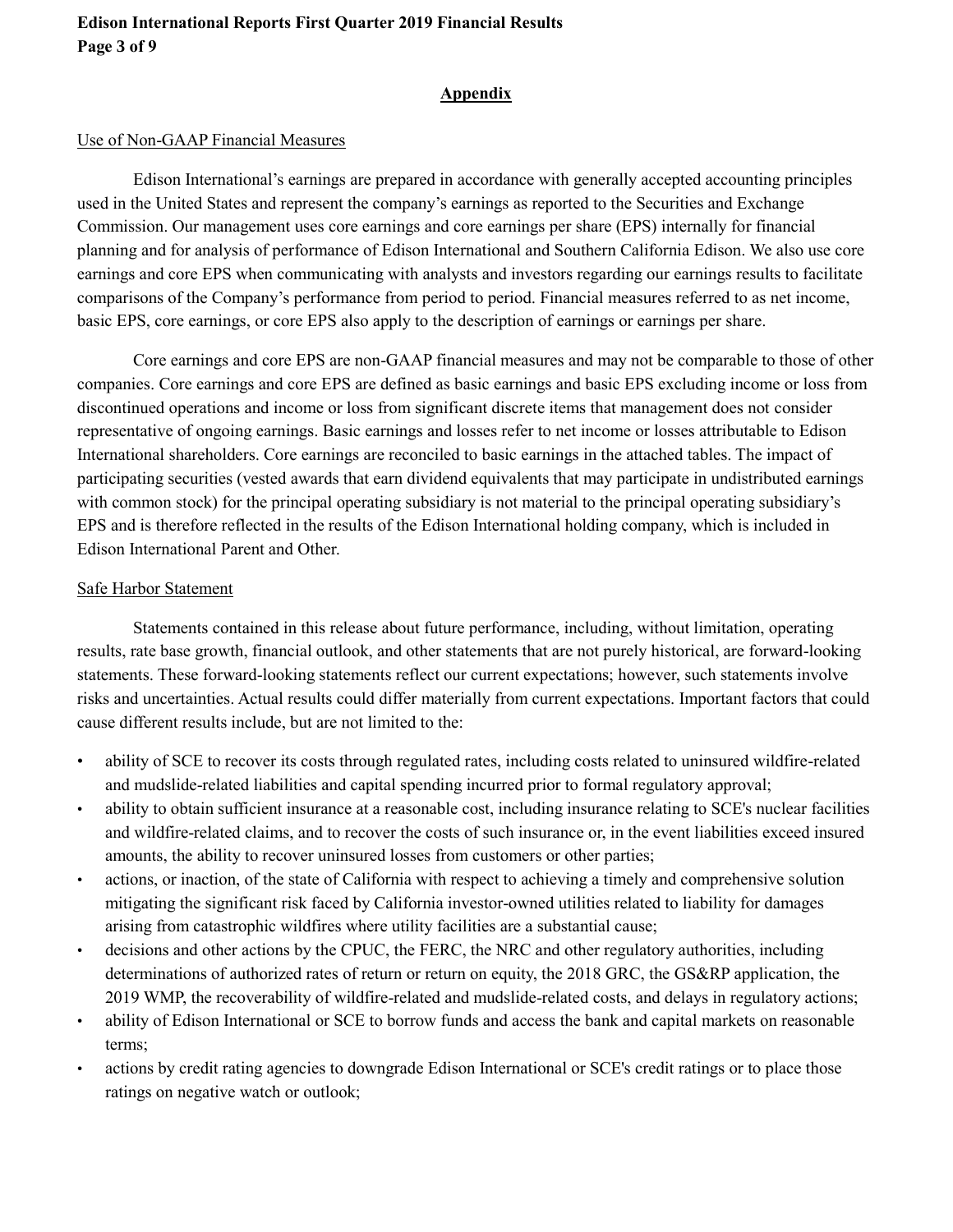## Appendix

### Use of Non-GAAP Financial Measures

Edison International's earnings are prepared in accordance with generally accepted accounting principles used in the United States and represent the company's earnings as reported to the Securities and Exchange Commission. Our management uses core earnings and core earnings per share (EPS) internally for financial planning and for analysis of performance of Edison International and Southern California Edison. We also use core earnings and core EPS when communicating with analysts and investors regarding our earnings results to facilitate comparisons of the Company's performance from period to period. Financial measures referred to as net income, basic EPS, core earnings, or core EPS also apply to the description of earnings or earnings per share.

Core earnings and core EPS are non-GAAP financial measures and may not be comparable to those of other companies. Core earnings and core EPS are defined as basic earnings and basic EPS excluding income or loss from discontinued operations and income or loss from significant discrete items that management does not consider representative of ongoing earnings. Basic earnings and losses refer to net income or losses attributable to Edison International shareholders. Core earnings are reconciled to basic earnings in the attached tables. The impact of participating securities (vested awards that earn dividend equivalents that may participate in undistributed earnings with common stock) for the principal operating subsidiary is not material to the principal operating subsidiary's EPS and is therefore reflected in the results of the Edison International holding company, which is included in Edison International Parent and Other.

### Safe Harbor Statement

Statements contained in this release about future performance, including, without limitation, operating results, rate base growth, financial outlook, and other statements that are not purely historical, are forward-looking statements. These forward-looking statements reflect our current expectations; however, such statements involve risks and uncertainties. Actual results could differ materially from current expectations. Important factors that could cause different results include, but are not limited to the:

- ability of SCE to recover its costs through regulated rates, including costs related to uninsured wildfire-related and mudslide-related liabilities and capital spending incurred prior to formal regulatory approval;
- ability to obtain sufficient insurance at a reasonable cost, including insurance relating to SCE's nuclear facilities and wildfire-related claims, and to recover the costs of such insurance or, in the event liabilities exceed insured amounts, the ability to recover uninsured losses from customers or other parties;
- actions, or inaction, of the state of California with respect to achieving a timely and comprehensive solution mitigating the significant risk faced by California investor-owned utilities related to liability for damages arising from catastrophic wildfires where utility facilities are a substantial cause;
- decisions and other actions by the CPUC, the FERC, the NRC and other regulatory authorities, including determinations of authorized rates of return or return on equity, the 2018 GRC, the GS&RP application, the 2019 WMP, the recoverability of wildfire-related and mudslide-related costs, and delays in regulatory actions;
- ability of Edison International or SCE to borrow funds and access the bank and capital markets on reasonable terms;
- actions by credit rating agencies to downgrade Edison International or SCE's credit ratings or to place those ratings on negative watch or outlook;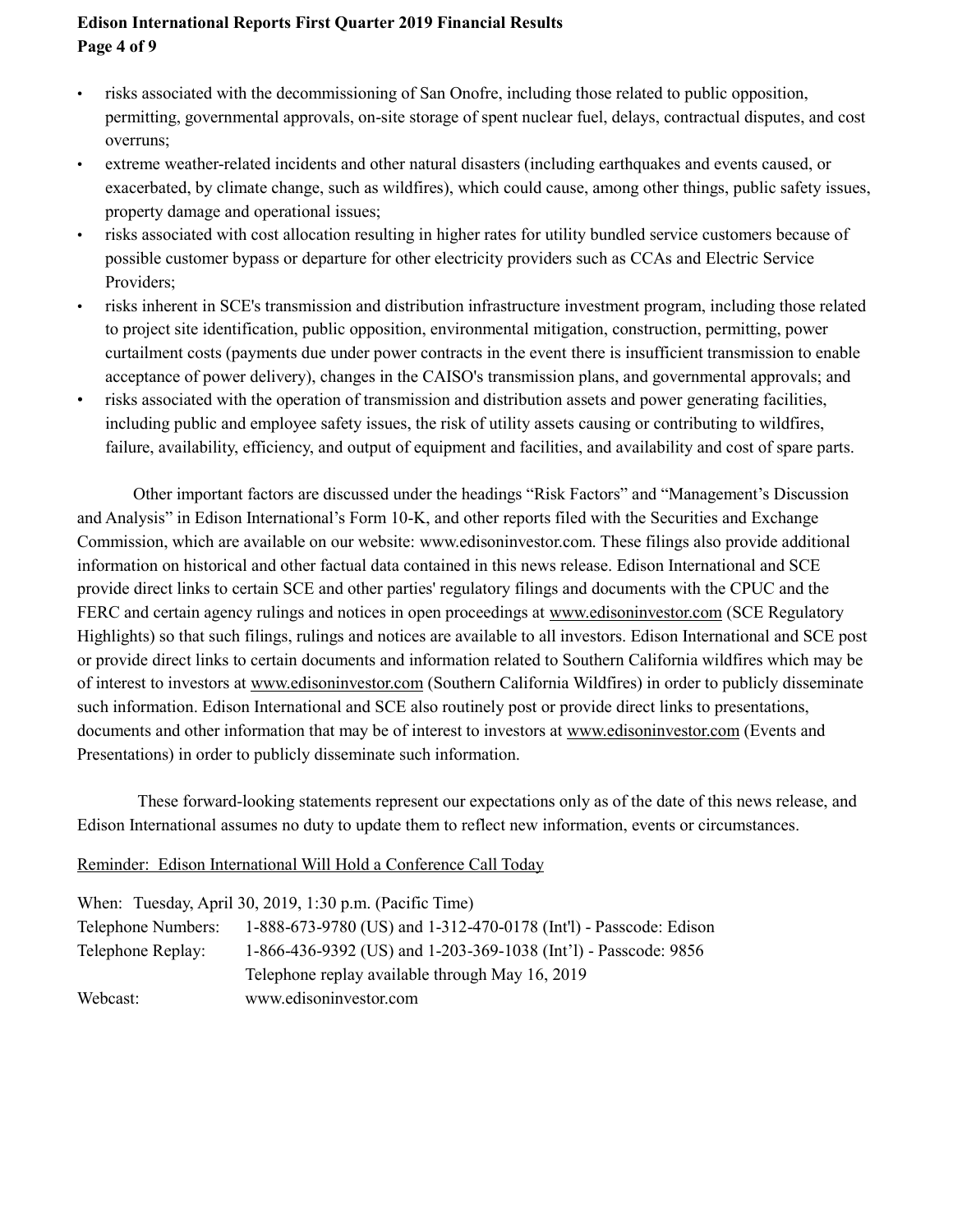- risks associated with the decommissioning of San Onofre, including those related to public opposition, permitting, governmental approvals, on-site storage of spent nuclear fuel, delays, contractual disputes, and cost overruns;
- extreme weather-related incidents and other natural disasters (including earthquakes and events caused, or exacerbated, by climate change, such as wildfires), which could cause, among other things, public safety issues, property damage and operational issues;
- risks associated with cost allocation resulting in higher rates for utility bundled service customers because of possible customer bypass or departure for other electricity providers such as CCAs and Electric Service Providers;
- risks inherent in SCE's transmission and distribution infrastructure investment program, including those related to project site identification, public opposition, environmental mitigation, construction, permitting, power curtailment costs (payments due under power contracts in the event there is insufficient transmission to enable acceptance of power delivery), changes in the CAISO's transmission plans, and governmental approvals; and
- risks associated with the operation of transmission and distribution assets and power generating facilities, including public and employee safety issues, the risk of utility assets causing or contributing to wildfires, failure, availability, efficiency, and output of equipment and facilities, and availability and cost of spare parts.

Other important factors are discussed under the headings "Risk Factors" and "Management's Discussion and Analysis" in Edison International's Form 10-K, and other reports filed with the Securities and Exchange Commission, which are available on our website: www.edisoninvestor.com. These filings also provide additional information on historical and other factual data contained in this news release. Edison International and SCE provide direct links to certain SCE and other parties' regulatory filings and documents with the CPUC and the FERC and certain agency rulings and notices in open proceedings at www.edisoninvestor.com (SCE Regulatory Highlights) so that such filings, rulings and notices are available to all investors. Edison International and SCE post or provide direct links to certain documents and information related to Southern California wildfires which may be of interest to investors at www.edisoninvestor.com (Southern California Wildfires) in order to publicly disseminate such information. Edison International and SCE also routinely post or provide direct links to presentations, documents and other information that may be of interest to investors at www.edisoninvestor.com (Events and Presentations) in order to publicly disseminate such information.

These forward-looking statements represent our expectations only as of the date of this news release, and Edison International assumes no duty to update them to reflect new information, events or circumstances.

Reminder: Edison International Will Hold a Conference Call Today

| | |
|---|---|
| When: | Tuesday, April 30, 2019, 1:30 p.m. (Pacific Time) |
| Telephone Numbers: | 1-888-673-9780 (US) and 1-312-470-0178 (Int'l) - Passcode: Edison |
| Telephone Replay: | 1-866-436-9392 (US) and 1-203-369-1038 (Int'l) - Passcode: 9856 |
| | Telephone replay available through May 16, 2019 |
| Webcast: | www.edisoninvestor.com |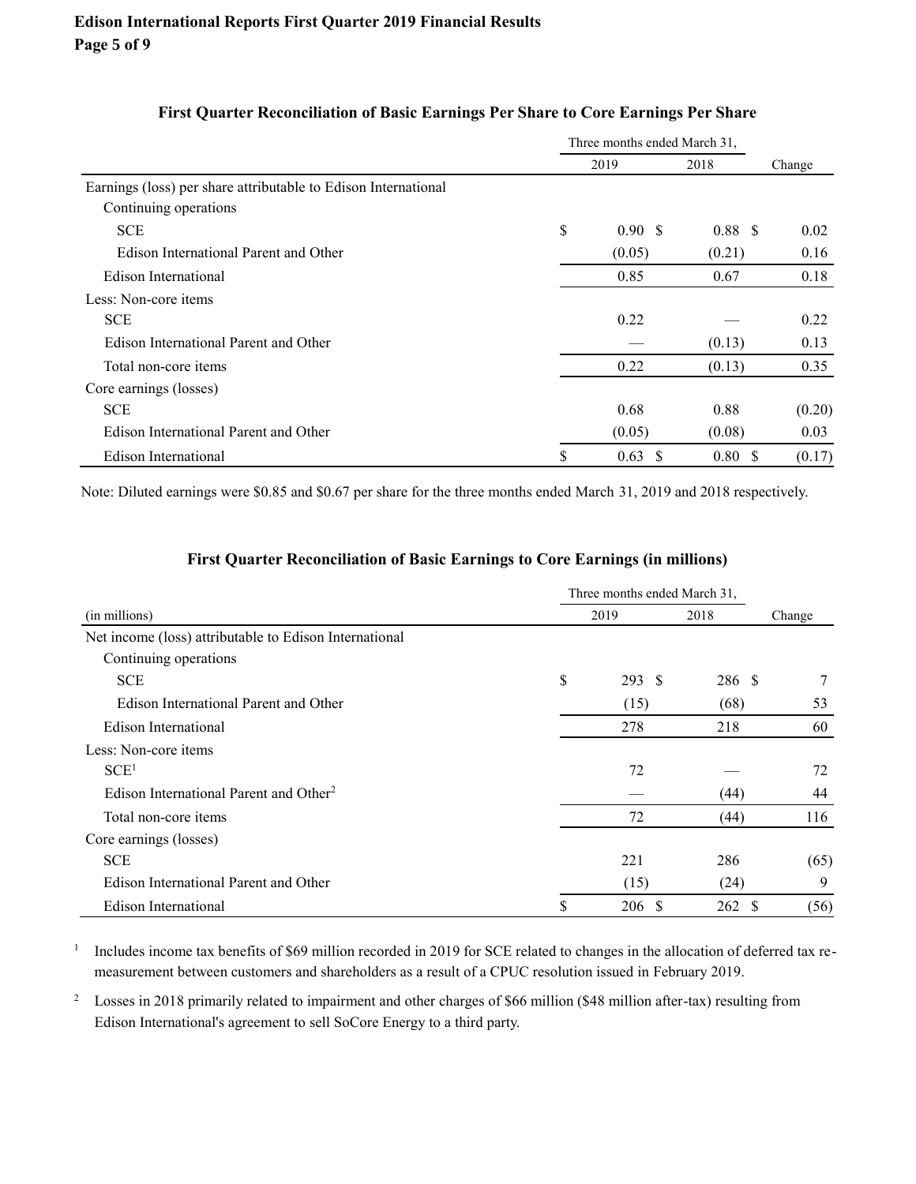### First Quarter Reconciliation of Basic Earnings Per Share to Core Earnings Per Share

| | Three months ended March 31, | | |
|---|---|---|---|
| | 2019 | 2018 | Change |
| Earnings (loss) per share attributable to Edison International | | | |
| Continuing operations | | | |
| SCE | $ 0.90 | $ 0.88 | $ 0.02 |
| Edison International Parent and Other | (0.05) | (0.21) | 0.16 |
| Edison International | 0.85 | 0.67 | 0.18 |
| Less: Non-core items | | | |
| SCE | 0.22 | — | 0.22 |
| Edison International Parent and Other | — | (0.13) | 0.13 |
| Total non-core items | 0.22 | (0.13) | 0.35 |
| Core earnings (losses) | | | |
| SCE | 0.68 | 0.88 | (0.20) |
| Edison International Parent and Other | (0.05) | (0.08) | 0.03 |
| Edison International | $ 0.63 | $ 0.80 | $ (0.17) |

Note: Diluted earnings were $0.85 and $0.67 per share for the three months ended March 31, 2019 and 2018 respectively.

### First Quarter Reconciliation of Basic Earnings to Core Earnings (in millions)

| | Three months ended March 31, | | |
|---|---|---|---|
| (in millions) | 2019 | 2018 | Change |
| Net income (loss) attributable to Edison International | | | |
| Continuing operations | | | |
| SCE | $ 293 | $ 286 | $ 7 |
| Edison International Parent and Other | (15) | (68) | 53 |
| Edison International | 278 | 218 | 60 |
| Less: Non-core items | | | |
| SCE[1] | 72 | — | 72 |
| Edison International Parent and Other[2] | — | (44) | 44 |
| Total non-core items | 72 | (44) | 116 |
| Core earnings (losses) | | | |
| SCE | 221 | 286 | (65) |
| Edison International Parent and Other | (15) | (24) | 9 |
| Edison International | $ 206 | $ 262 | $ (56) |

[1] Includes income tax benefits of $69 million recorded in 2019 for SCE related to changes in the allocation of deferred tax re-measurement between customers and shareholders as a result of a CPUC resolution issued in February 2019.

[2] Losses in 2018 primarily related to impairment and other charges of $66 million ($48 million after-tax) resulting from Edison International's agreement to sell SoCore Energy to a third party.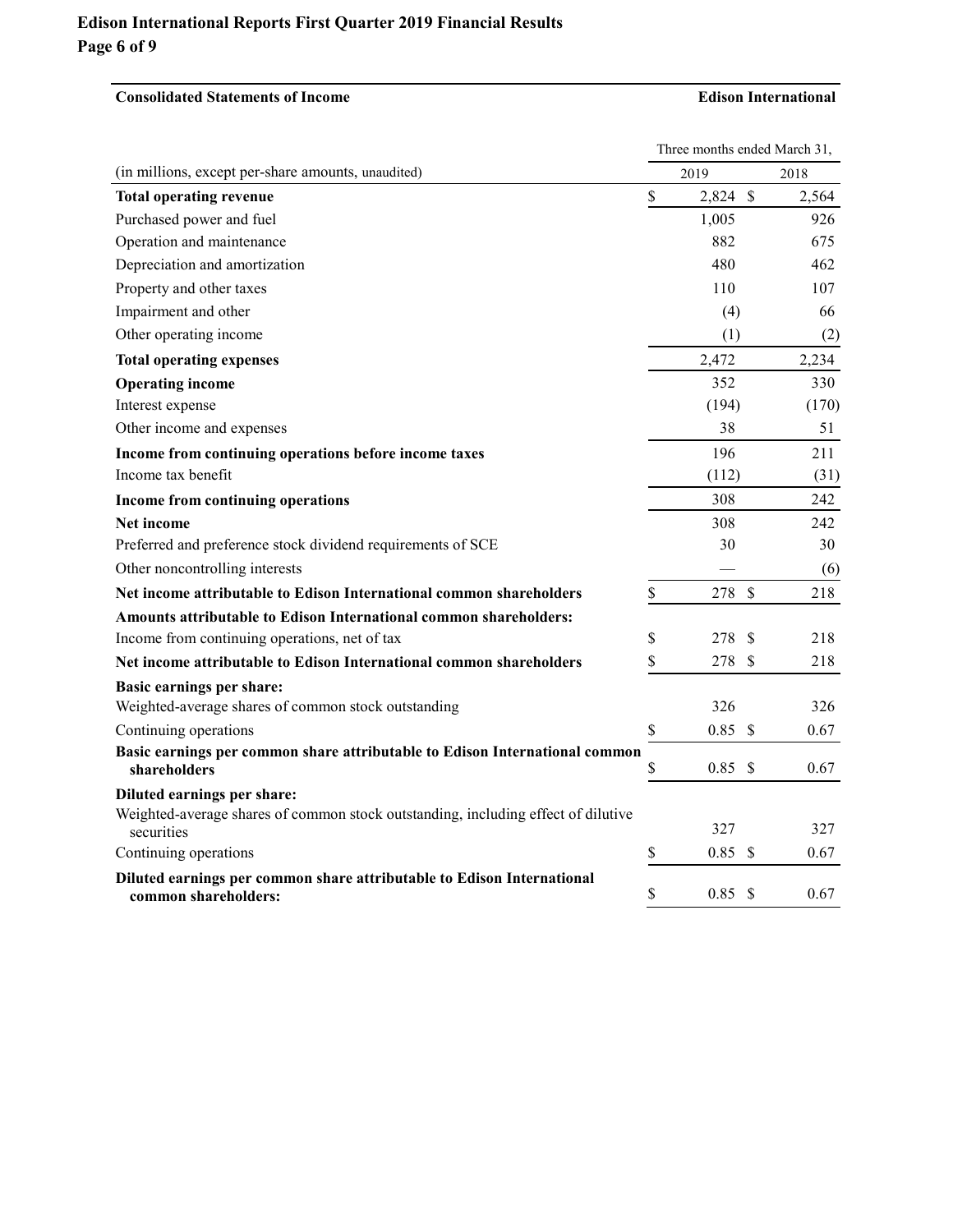**Consolidated Statements of Income** | **Edison International**

| (in millions, except per-share amounts, unaudited) | Three months ended March 31, 2019 | 2018 |
|---|---|---|
| **Total operating revenue** | $ 2,824 | $ 2,564 |
| Purchased power and fuel | 1,005 | 926 |
| Operation and maintenance | 882 | 675 |
| Depreciation and amortization | 480 | 462 |
| Property and other taxes | 110 | 107 |
| Impairment and other | (4) | 66 |
| Other operating income | (1) | (2) |
| **Total operating expenses** | 2,472 | 2,234 |
| **Operating income** | 352 | 330 |
| Interest expense | (194) | (170) |
| Other income and expenses | 38 | 51 |
| **Income from continuing operations before income taxes** | 196 | 211 |
| Income tax benefit | (112) | (31) |
| **Income from continuing operations** | 308 | 242 |
| **Net income** | 308 | 242 |
| Preferred and preference stock dividend requirements of SCE | 30 | 30 |
| Other noncontrolling interests | — | (6) |
| **Net income attributable to Edison International common shareholders** | $ 278 | $ 218 |
| **Amounts attributable to Edison International common shareholders:** | | |
| Income from continuing operations, net of tax | $ 278 | $ 218 |
| **Net income attributable to Edison International common shareholders** | $ 278 | $ 218 |
| **Basic earnings per share:** | | |
| Weighted-average shares of common stock outstanding | 326 | 326 |
| Continuing operations | $ 0.85 | $ 0.67 |
| **Basic earnings per common share attributable to Edison International common shareholders** | $ 0.85 | $ 0.67 |
| **Diluted earnings per share:** | | |
| Weighted-average shares of common stock outstanding, including effect of dilutive securities | 327 | 327 |
| Continuing operations | $ 0.85 | $ 0.67 |
| **Diluted earnings per common share attributable to Edison International common shareholders:** | $ 0.85 | $ 0.67 |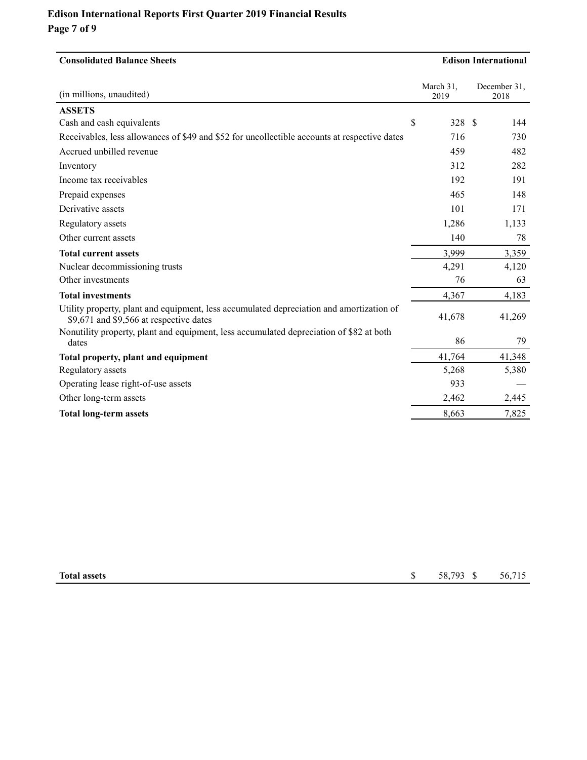# Edison International Reports First Quarter 2019 Financial Results

| Consolidated Balance Sheets | Edison International | |
|---|---|---|
| (in millions, unaudited) | March 31, 2019 | December 31, 2018 |
| **ASSETS** | | |
| Cash and cash equivalents | $ 328 | $ 144 |
| Receivables, less allowances of $49 and $52 for uncollectible accounts at respective dates | 716 | 730 |
| Accrued unbilled revenue | 459 | 482 |
| Inventory | 312 | 282 |
| Income tax receivables | 192 | 191 |
| Prepaid expenses | 465 | 148 |
| Derivative assets | 101 | 171 |
| Regulatory assets | 1,286 | 1,133 |
| Other current assets | 140 | 78 |
| **Total current assets** | 3,999 | 3,359 |
| Nuclear decommissioning trusts | 4,291 | 4,120 |
| Other investments | 76 | 63 |
| **Total investments** | 4,367 | 4,183 |
| Utility property, plant and equipment, less accumulated depreciation and amortization of $9,671 and $9,566 at respective dates | 41,678 | 41,269 |
| Nonutility property, plant and equipment, less accumulated depreciation of $82 at both dates | 86 | 79 |
| **Total property, plant and equipment** | 41,764 | 41,348 |
| Regulatory assets | 5,268 | 5,380 |
| Operating lease right-of-use assets | 933 | — |
| Other long-term assets | 2,462 | 2,445 |
| **Total long-term assets** | 8,663 | 7,825 |
| **Total assets** | $ 58,793 | $ 56,715 |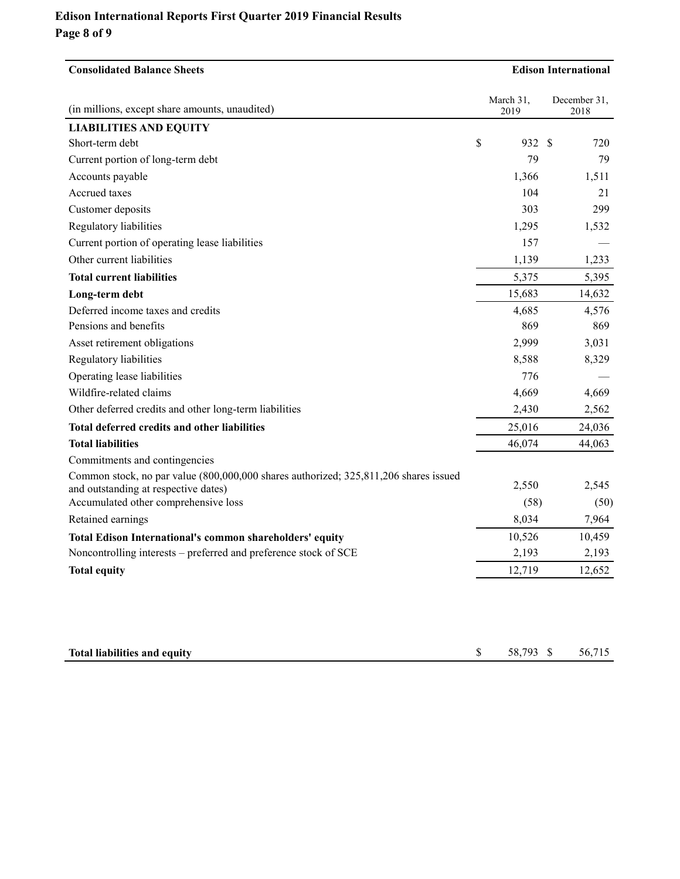## Consolidated Balance Sheets

**Edison International**

| (in millions, except share amounts, unaudited) | March 31, 2019 | December 31, 2018 |
|---|---|---|
| **LIABILITIES AND EQUITY** | | |
| Short-term debt | $ 932 | $ 720 |
| Current portion of long-term debt | 79 | 79 |
| Accounts payable | 1,366 | 1,511 |
| Accrued taxes | 104 | 21 |
| Customer deposits | 303 | 299 |
| Regulatory liabilities | 1,295 | 1,532 |
| Current portion of operating lease liabilities | 157 | — |
| Other current liabilities | 1,139 | 1,233 |
| **Total current liabilities** | 5,375 | 5,395 |
| **Long-term debt** | 15,683 | 14,632 |
| Deferred income taxes and credits | 4,685 | 4,576 |
| Pensions and benefits | 869 | 869 |
| Asset retirement obligations | 2,999 | 3,031 |
| Regulatory liabilities | 8,588 | 8,329 |
| Operating lease liabilities | 776 | — |
| Wildfire-related claims | 4,669 | 4,669 |
| Other deferred credits and other long-term liabilities | 2,430 | 2,562 |
| **Total deferred credits and other liabilities** | 25,016 | 24,036 |
| **Total liabilities** | 46,074 | 44,063 |
| Commitments and contingencies | | |
| Common stock, no par value (800,000,000 shares authorized; 325,811,206 shares issued and outstanding at respective dates) | 2,550 | 2,545 |
| Accumulated other comprehensive loss | (58) | (50) |
| Retained earnings | 8,034 | 7,964 |
| **Total Edison International's common shareholders' equity** | 10,526 | 10,459 |
| Noncontrolling interests – preferred and preference stock of SCE | 2,193 | 2,193 |
| **Total equity** | 12,719 | 12,652 |
| **Total liabilities and equity** | $ 58,793 | $ 56,715 |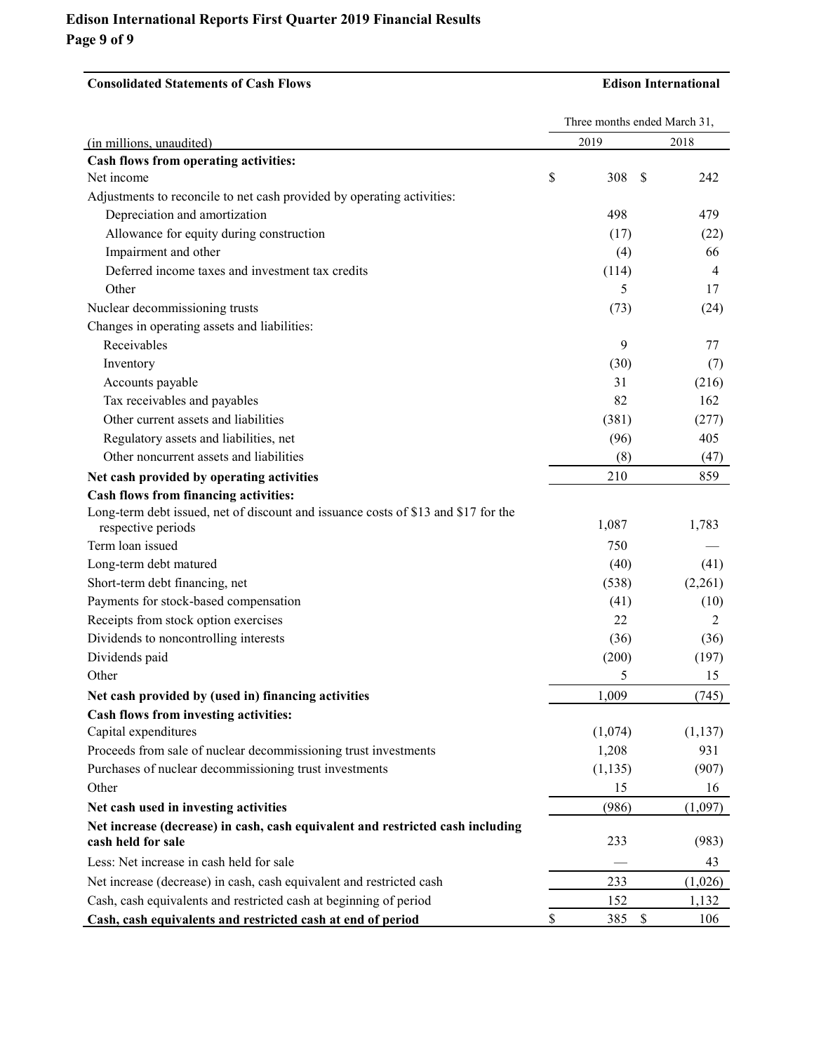## Consolidated Statements of Cash Flows

**Edison International**

| (in millions, unaudited) | Three months ended March 31, 2019 | 2018 |
|---|---|---|
| **Cash flows from operating activities:** | | |
| Net income | $ 308 | $ 242 |
| Adjustments to reconcile to net cash provided by operating activities: | | |
| Depreciation and amortization | 498 | 479 |
| Allowance for equity during construction | (17) | (22) |
| Impairment and other | (4) | 66 |
| Deferred income taxes and investment tax credits | (114) | 4 |
| Other | 5 | 17 |
| Nuclear decommissioning trusts | (73) | (24) |
| Changes in operating assets and liabilities: | | |
| Receivables | 9 | 77 |
| Inventory | (30) | (7) |
| Accounts payable | 31 | (216) |
| Tax receivables and payables | 82 | 162 |
| Other current assets and liabilities | (381) | (277) |
| Regulatory assets and liabilities, net | (96) | 405 |
| Other noncurrent assets and liabilities | (8) | (47) |
| **Net cash provided by operating activities** | 210 | 859 |
| **Cash flows from financing activities:** | | |
| Long-term debt issued, net of discount and issuance costs of $13 and $17 for the respective periods | 1,087 | 1,783 |
| Term loan issued | 750 | — |
| Long-term debt matured | (40) | (41) |
| Short-term debt financing, net | (538) | (2,261) |
| Payments for stock-based compensation | (41) | (10) |
| Receipts from stock option exercises | 22 | 2 |
| Dividends to noncontrolling interests | (36) | (36) |
| Dividends paid | (200) | (197) |
| Other | 5 | 15 |
| **Net cash provided by (used in) financing activities** | 1,009 | (745) |
| **Cash flows from investing activities:** | | |
| Capital expenditures | (1,074) | (1,137) |
| Proceeds from sale of nuclear decommissioning trust investments | 1,208 | 931 |
| Purchases of nuclear decommissioning trust investments | (1,135) | (907) |
| Other | 15 | 16 |
| **Net cash used in investing activities** | (986) | (1,097) |
| **Net increase (decrease) in cash, cash equivalent and restricted cash including cash held for sale** | 233 | (983) |
| Less: Net increase in cash held for sale | — | 43 |
| Net increase (decrease) in cash, cash equivalent and restricted cash | 233 | (1,026) |
| Cash, cash equivalents and restricted cash at beginning of period | 152 | 1,132 |
| **Cash, cash equivalents and restricted cash at end of period** | $ 385 | $ 106 |